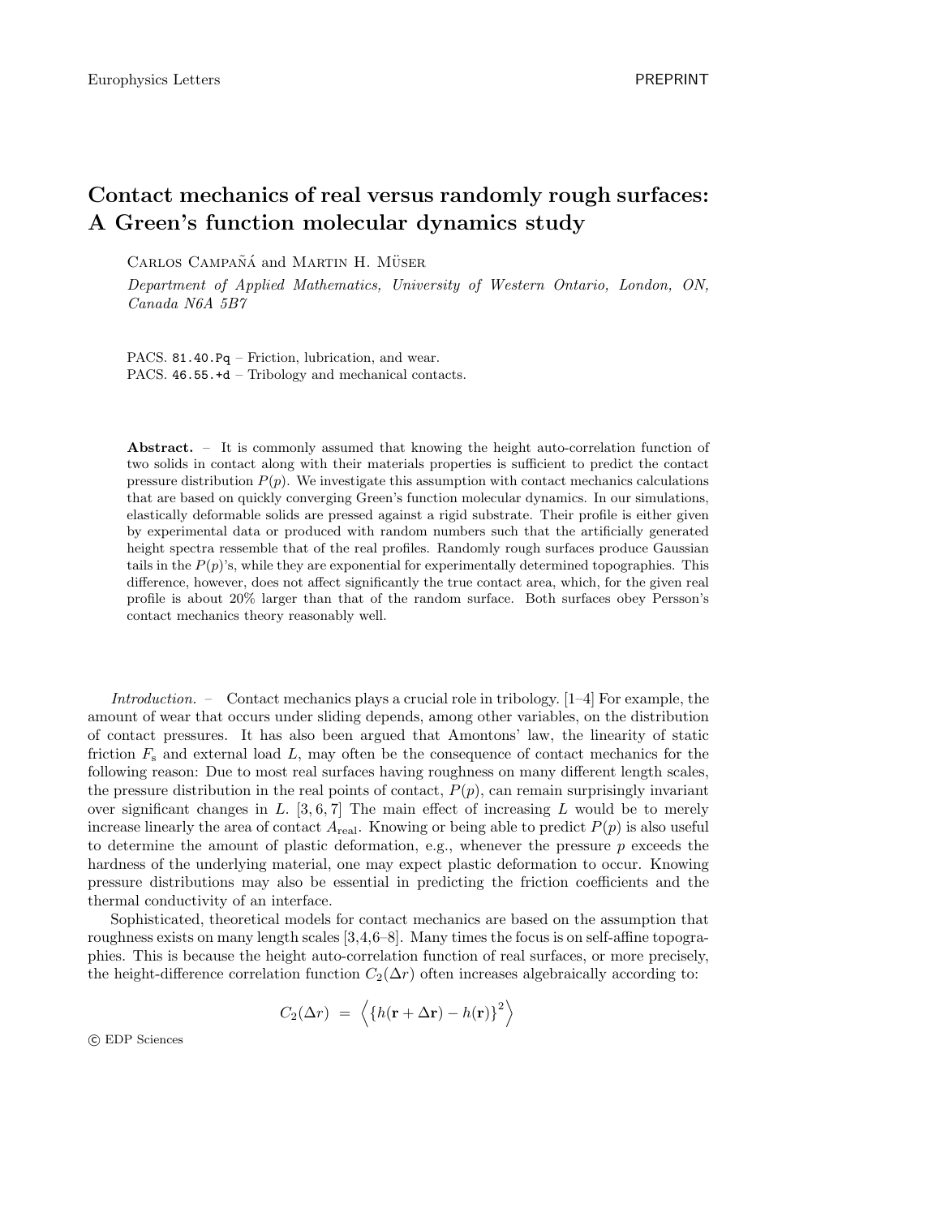# Contact mechanics of real versus randomly rough surfaces: A Green's function molecular dynamics study

Carlos Campañá and Martin H. Müser

*Department of Applied Mathematics, University of Western Ontario, London, ON, Canada N6A 5B7*

PACS. 81.40.Pq – Friction, lubrication, and wear.
PACS. 46.55.+d – Tribology and mechanical contacts.

**Abstract.** – It is commonly assumed that knowing the height auto-correlation function of two solids in contact along with their materials properties is sufficient to predict the contact pressure distribution $P(p)$. We investigate this assumption with contact mechanics calculations that are based on quickly converging Green's function molecular dynamics. In our simulations, elastically deformable solids are pressed against a rigid substrate. Their profile is either given by experimental data or produced with random numbers such that the artificially generated height spectra ressemble that of the real profiles. Randomly rough surfaces produce Gaussian tails in the $P(p)$'s, while they are exponential for experimentally determined topographies. This difference, however, does not affect significantly the true contact area, which, for the given real profile is about 20% larger than that of the random surface. Both surfaces obey Persson's contact mechanics theory reasonably well.

*Introduction.* – Contact mechanics plays a crucial role in tribology. [1–4] For example, the amount of wear that occurs under sliding depends, among other variables, on the distribution of contact pressures. It has also been argued that Amontons' law, the linearity of static friction $F_s$ and external load $L$, may often be the consequence of contact mechanics for the following reason: Due to most real surfaces having roughness on many different length scales, the pressure distribution in the real points of contact, $P(p)$, can remain surprisingly invariant over significant changes in $L$. [3, 6, 7] The main effect of increasing $L$ would be to merely increase linearly the area of contact $A_{\text{real}}$. Knowing or being able to predict $P(p)$ is also useful to determine the amount of plastic deformation, e.g., whenever the pressure $p$ exceeds the hardness of the underlying material, one may expect plastic deformation to occur. Knowing pressure distributions may also be essential in predicting the friction coefficients and the thermal conductivity of an interface.

Sophisticated, theoretical models for contact mechanics are based on the assumption that roughness exists on many length scales [3,4,6–8]. Many times the focus is on self-affine topographies. This is because the height auto-correlation function of real surfaces, or more precisely, the height-difference correlation function $C_2(\Delta r)$ often increases algebraically according to:

$$C_2(\Delta r) \;=\; \left\langle \left\{ h(\mathbf{r}+\Delta\mathbf{r}) - h(\mathbf{r}) \right\}^2 \right\rangle$$

© EDP Sciences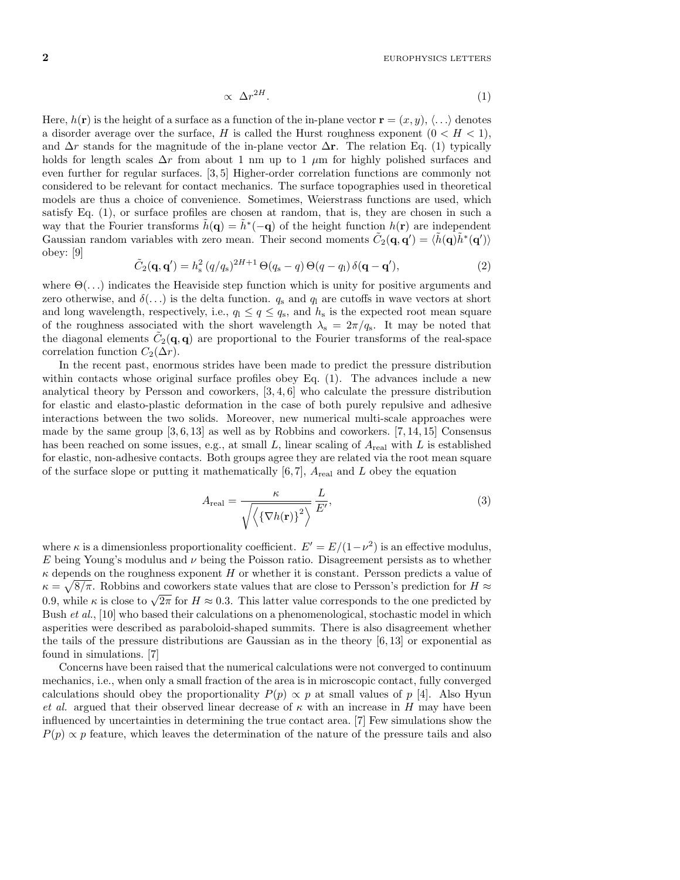$$\propto \Delta r^{2H}. \tag{1}$$

Here, $h(\mathbf{r})$ is the height of a surface as a function of the in-plane vector $\mathbf{r} = (x, y)$, $\langle \ldots \rangle$ denotes a disorder average over the surface, $H$ is called the Hurst roughness exponent ($0 < H < 1$), and $\Delta r$ stands for the magnitude of the in-plane vector $\Delta \mathbf{r}$. The relation Eq. (1) typically holds for length scales $\Delta r$ from about 1 nm up to 1 $\mu$m for highly polished surfaces and even further for regular surfaces. [3, 5] Higher-order correlation functions are commonly not considered to be relevant for contact mechanics. The surface topographies used in theoretical models are thus a choice of convenience. Sometimes, Weierstrass functions are used, which satisfy Eq. (1), or surface profiles are chosen at random, that is, they are chosen in such a way that the Fourier transforms $\tilde{h}(\mathbf{q}) = \tilde{h}^*(-\mathbf{q})$ of the height function $h(\mathbf{r})$ are independent Gaussian random variables with zero mean. Their second moments $\tilde{C}_2(\mathbf{q}, \mathbf{q}') = \langle \tilde{h}(\mathbf{q})\tilde{h}^*(\mathbf{q}')\rangle$ obey: [9]

$$\tilde{C}_2(\mathbf{q}, \mathbf{q}') = h_\mathrm{s}^2 \, (q/q_\mathrm{s})^{2H+1} \, \Theta(q_\mathrm{s} - q) \, \Theta(q - q_\mathrm{l}) \, \delta(\mathbf{q} - \mathbf{q}'), \tag{2}$$

where $\Theta(\ldots)$ indicates the Heaviside step function which is unity for positive arguments and zero otherwise, and $\delta(\ldots)$ is the delta function. $q_\mathrm{s}$ and $q_\mathrm{l}$ are cutoffs in wave vectors at short and long wavelength, respectively, i.e., $q_\mathrm{l} \le q \le q_\mathrm{s}$, and $h_\mathrm{s}$ is the expected root mean square of the roughness associated with the short wavelength $\lambda_\mathrm{s} = 2\pi/q_\mathrm{s}$. It may be noted that the diagonal elements $\tilde{C}_2(\mathbf{q}, \mathbf{q})$ are proportional to the Fourier transforms of the real-space correlation function $C_2(\Delta r)$.

In the recent past, enormous strides have been made to predict the pressure distribution within contacts whose original surface profiles obey Eq. (1). The advances include a new analytical theory by Persson and coworkers, [3, 4, 6] who calculate the pressure distribution for elastic and elasto-plastic deformation in the case of both purely repulsive and adhesive interactions between the two solids. Moreover, new numerical multi-scale approaches were made by the same group [3, 6, 13] as well as by Robbins and coworkers. [7, 14, 15] Consensus has been reached on some issues, e.g., at small $L$, linear scaling of $A_\mathrm{real}$ with $L$ is established for elastic, non-adhesive contacts. Both groups agree they are related via the root mean square of the surface slope or putting it mathematically [6, 7], $A_\mathrm{real}$ and $L$ obey the equation

$$A_\mathrm{real} = \frac{\kappa}{\sqrt{\left\langle \{\nabla h(\mathbf{r})\}^2 \right\rangle}} \, \frac{L}{E'}, \tag{3}$$

where $\kappa$ is a dimensionless proportionality coefficient. $E' = E/(1-\nu^2)$ is an effective modulus, $E$ being Young's modulus and $\nu$ being the Poisson ratio. Disagreement persists as to whether $\kappa$ depends on the roughness exponent $H$ or whether it is constant. Persson predicts a value of $\kappa = \sqrt{8/\pi}$. Robbins and coworkers state values that are close to Persson's prediction for $H \approx 0.9$, while $\kappa$ is close to $\sqrt{2\pi}$ for $H \approx 0.3$. This latter value corresponds to the one predicted by Bush *et al.*, [10] who based their calculations on a phenomenological, stochastic model in which asperities were described as paraboloid-shaped summits. There is also disagreement whether the tails of the pressure distributions are Gaussian as in the theory [6, 13] or exponential as found in simulations. [7]

Concerns have been raised that the numerical calculations were not converged to continuum mechanics, i.e., when only a small fraction of the area is in microscopic contact, fully converged calculations should obey the proportionality $P(p) \propto p$ at small values of $p$ [4]. Also Hyun *et al.* argued that their observed linear decrease of $\kappa$ with an increase in $H$ may have been influenced by uncertainties in determining the true contact area. [7] Few simulations show the $P(p) \propto p$ feature, which leaves the determination of the nature of the pressure tails and also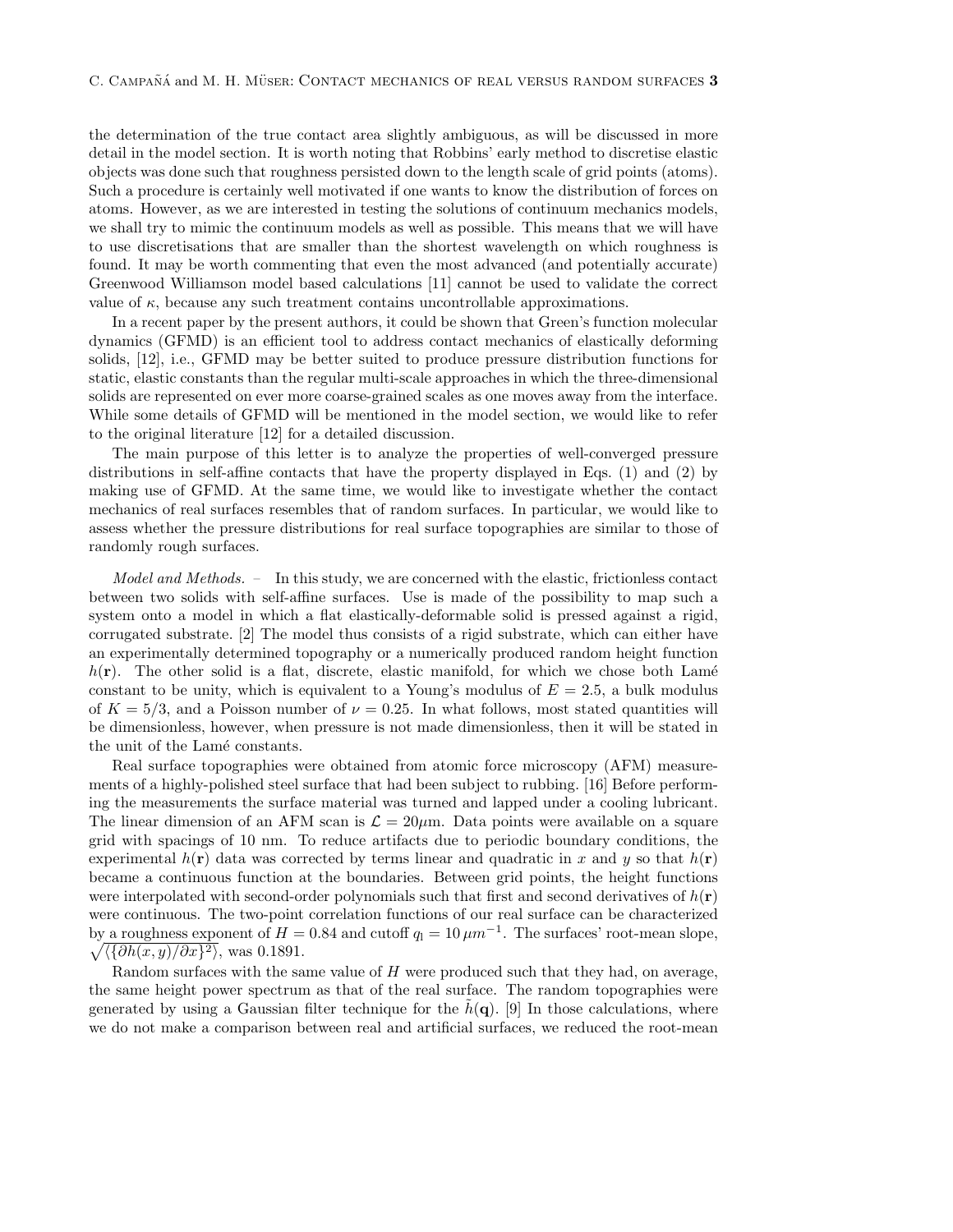the determination of the true contact area slightly ambiguous, as will be discussed in more detail in the model section. It is worth noting that Robbins' early method to discretise elastic objects was done such that roughness persisted down to the length scale of grid points (atoms). Such a procedure is certainly well motivated if one wants to know the distribution of forces on atoms. However, as we are interested in testing the solutions of continuum mechanics models, we shall try to mimic the continuum models as well as possible. This means that we will have to use discretisations that are smaller than the shortest wavelength on which roughness is found. It may be worth commenting that even the most advanced (and potentially accurate) Greenwood Williamson model based calculations [11] cannot be used to validate the correct value of $\kappa$, because any such treatment contains uncontrollable approximations.

In a recent paper by the present authors, it could be shown that Green's function molecular dynamics (GFMD) is an efficient tool to address contact mechanics of elastically deforming solids, [12], i.e., GFMD may be better suited to produce pressure distribution functions for static, elastic constants than the regular multi-scale approaches in which the three-dimensional solids are represented on ever more coarse-grained scales as one moves away from the interface. While some details of GFMD will be mentioned in the model section, we would like to refer to the original literature [12] for a detailed discussion.

The main purpose of this letter is to analyze the properties of well-converged pressure distributions in self-affine contacts that have the property displayed in Eqs. (1) and (2) by making use of GFMD. At the same time, we would like to investigate whether the contact mechanics of real surfaces resembles that of random surfaces. In particular, we would like to assess whether the pressure distributions for real surface topographies are similar to those of randomly rough surfaces.

*Model and Methods.* – In this study, we are concerned with the elastic, frictionless contact between two solids with self-affine surfaces. Use is made of the possibility to map such a system onto a model in which a flat elastically-deformable solid is pressed against a rigid, corrugated substrate. [2] The model thus consists of a rigid substrate, which can either have an experimentally determined topography or a numerically produced random height function $h(\mathbf{r})$. The other solid is a flat, discrete, elastic manifold, for which we chose both Lamé constant to be unity, which is equivalent to a Young's modulus of $E = 2.5$, a bulk modulus of $K = 5/3$, and a Poisson number of $\nu = 0.25$. In what follows, most stated quantities will be dimensionless, however, when pressure is not made dimensionless, then it will be stated in the unit of the Lamé constants.

Real surface topographies were obtained from atomic force microscopy (AFM) measurements of a highly-polished steel surface that had been subject to rubbing. [16] Before performing the measurements the surface material was turned and lapped under a cooling lubricant. The linear dimension of an AFM scan is $\mathcal{L} = 20\mu$m. Data points were available on a square grid with spacings of 10 nm. To reduce artifacts due to periodic boundary conditions, the experimental $h(\mathbf{r})$ data was corrected by terms linear and quadratic in $x$ and $y$ so that $h(\mathbf{r})$ became a continuous function at the boundaries. Between grid points, the height functions were interpolated with second-order polynomials such that first and second derivatives of $h(\mathbf{r})$ were continuous. The two-point correlation functions of our real surface can be characterized by a roughness exponent of $H = 0.84$ and cutoff $q_l = 10\,\mu m^{-1}$. The surfaces' root-mean slope, $\sqrt{\langle\{\partial h(x,y)/\partial x\}^2\rangle}$, was 0.1891.

Random surfaces with the same value of $H$ were produced such that they had, on average, the same height power spectrum as that of the real surface. The random topographies were generated by using a Gaussian filter technique for the $\tilde{h}(\mathbf{q})$. [9] In those calculations, where we do not make a comparison between real and artificial surfaces, we reduced the root-mean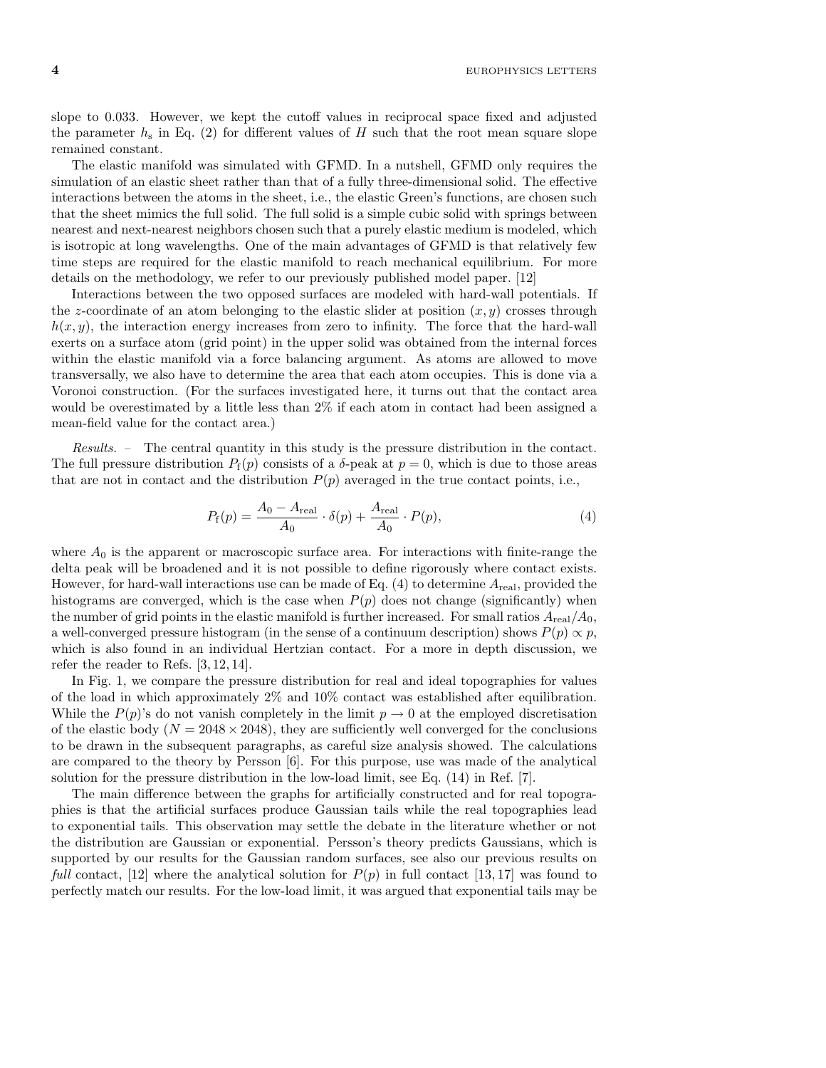slope to 0.033. However, we kept the cutoff values in reciprocal space fixed and adjusted the parameter $h_s$ in Eq. (2) for different values of $H$ such that the root mean square slope remained constant.

The elastic manifold was simulated with GFMD. In a nutshell, GFMD only requires the simulation of an elastic sheet rather than that of a fully three-dimensional solid. The effective interactions between the atoms in the sheet, i.e., the elastic Green's functions, are chosen such that the sheet mimics the full solid. The full solid is a simple cubic solid with springs between nearest and next-nearest neighbors chosen such that a purely elastic medium is modeled, which is isotropic at long wavelengths. One of the main advantages of GFMD is that relatively few time steps are required for the elastic manifold to reach mechanical equilibrium. For more details on the methodology, we refer to our previously published model paper. [12]

Interactions between the two opposed surfaces are modeled with hard-wall potentials. If the $z$-coordinate of an atom belonging to the elastic slider at position $(x, y)$ crosses through $h(x, y)$, the interaction energy increases from zero to infinity. The force that the hard-wall exerts on a surface atom (grid point) in the upper solid was obtained from the internal forces within the elastic manifold via a force balancing argument. As atoms are allowed to move transversally, we also have to determine the area that each atom occupies. This is done via a Voronoi construction. (For the surfaces investigated here, it turns out that the contact area would be overestimated by a little less than 2% if each atom in contact had been assigned a mean-field value for the contact area.)

*Results.* – The central quantity in this study is the pressure distribution in the contact. The full pressure distribution $P_f(p)$ consists of a $\delta$-peak at $p = 0$, which is due to those areas that are not in contact and the distribution $P(p)$ averaged in the true contact points, i.e.,

$$P_f(p) = \frac{A_0 - A_{\text{real}}}{A_0} \cdot \delta(p) + \frac{A_{\text{real}}}{A_0} \cdot P(p), \tag{4}$$

where $A_0$ is the apparent or macroscopic surface area. For interactions with finite-range the delta peak will be broadened and it is not possible to define rigorously where contact exists. However, for hard-wall interactions use can be made of Eq. (4) to determine $A_{\text{real}}$, provided the histograms are converged, which is the case when $P(p)$ does not change (significantly) when the number of grid points in the elastic manifold is further increased. For small ratios $A_{\text{real}}/A_0$, a well-converged pressure histogram (in the sense of a continuum description) shows $P(p) \propto p$, which is also found in an individual Hertzian contact. For a more in depth discussion, we refer the reader to Refs. [3, 12, 14].

In Fig. 1, we compare the pressure distribution for real and ideal topographies for values of the load in which approximately 2% and 10% contact was established after equilibration. While the $P(p)$'s do not vanish completely in the limit $p \to 0$ at the employed discretisation of the elastic body ($N = 2048 \times 2048$), they are sufficiently well converged for the conclusions to be drawn in the subsequent paragraphs, as careful size analysis showed. The calculations are compared to the theory by Persson [6]. For this purpose, use was made of the analytical solution for the pressure distribution in the low-load limit, see Eq. (14) in Ref. [7].

The main difference between the graphs for artificially constructed and for real topographies is that the artificial surfaces produce Gaussian tails while the real topographies lead to exponential tails. This observation may settle the debate in the literature whether or not the distribution are Gaussian or exponential. Persson's theory predicts Gaussians, which is supported by our results for the Gaussian random surfaces, see also our previous results on *full* contact, [12] where the analytical solution for $P(p)$ in full contact [13, 17] was found to perfectly match our results. For the low-load limit, it was argued that exponential tails may be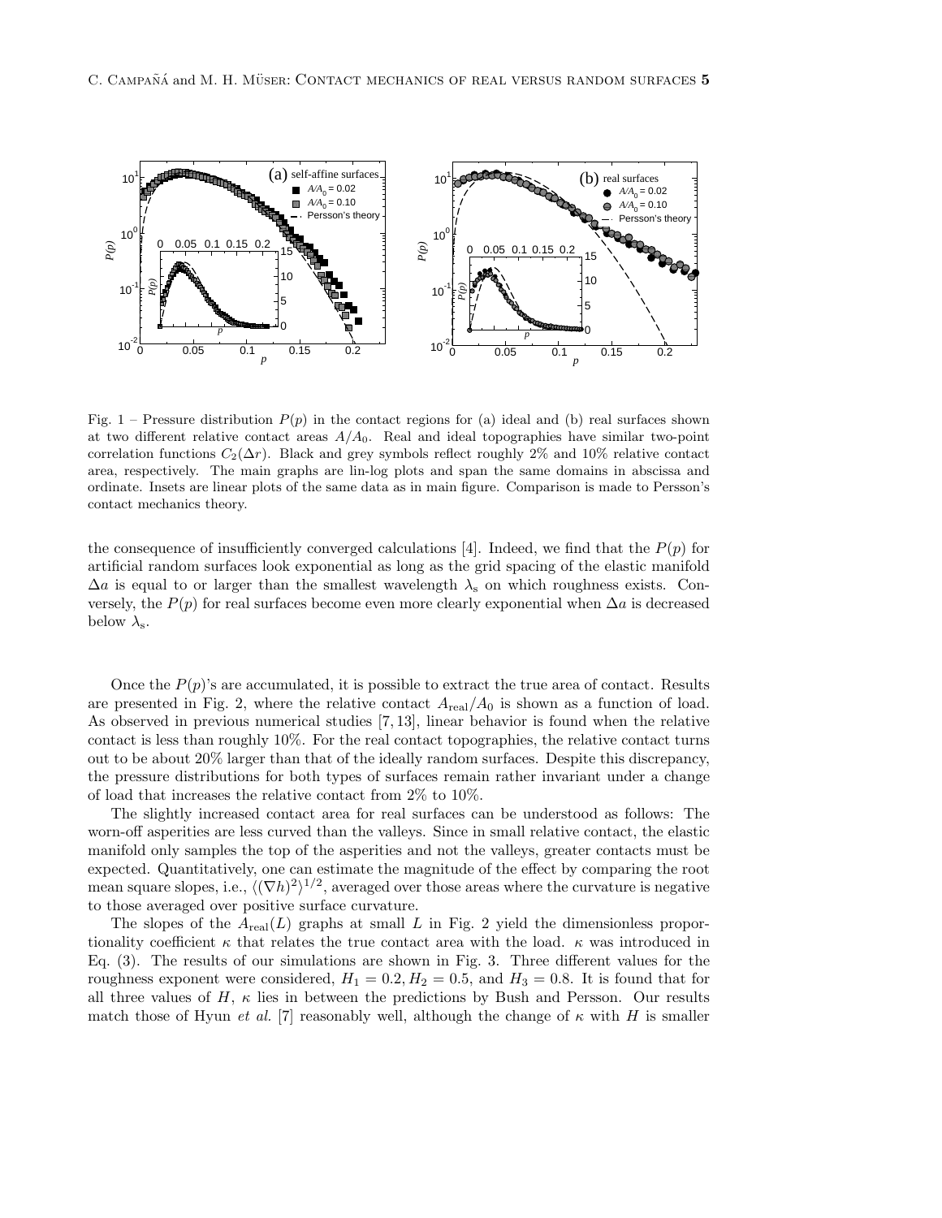Fig. 1 – Pressure distribution $P(p)$ in the contact regions for (a) ideal and (b) real surfaces shown at two different relative contact areas $A/A_0$. Real and ideal topographies have similar two-point correlation functions $C_2(\Delta r)$. Black and grey symbols reflect roughly 2% and 10% relative contact area, respectively. The main graphs are lin-log plots and span the same domains in abscissa and ordinate. Insets are linear plots of the same data as in main figure. Comparison is made to Persson's contact mechanics theory.

the consequence of insufficiently converged calculations [4]. Indeed, we find that the $P(p)$ for artificial random surfaces look exponential as long as the grid spacing of the elastic manifold $\Delta a$ is equal to or larger than the smallest wavelength $\lambda_s$ on which roughness exists. Conversely, the $P(p)$ for real surfaces become even more clearly exponential when $\Delta a$ is decreased below $\lambda_s$.

Once the $P(p)$'s are accumulated, it is possible to extract the true area of contact. Results are presented in Fig. 2, where the relative contact $A_{\text{real}}/A_0$ is shown as a function of load. As observed in previous numerical studies [7, 13], linear behavior is found when the relative contact is less than roughly 10%. For the real contact topographies, the relative contact turns out to be about 20% larger than that of the ideally random surfaces. Despite this discrepancy, the pressure distributions for both types of surfaces remain rather invariant under a change of load that increases the relative contact from 2% to 10%.

The slightly increased contact area for real surfaces can be understood as follows: The worn-off asperities are less curved than the valleys. Since in small relative contact, the elastic manifold only samples the top of the asperities and not the valleys, greater contacts must be expected. Quantitatively, one can estimate the magnitude of the effect by comparing the root mean square slopes, i.e., $\langle(\nabla h)^2\rangle^{1/2}$, averaged over those areas where the curvature is negative to those averaged over positive surface curvature.

The slopes of the $A_{\text{real}}(L)$ graphs at small $L$ in Fig. 2 yield the dimensionless proportionality coefficient $\kappa$ that relates the true contact area with the load. $\kappa$ was introduced in Eq. (3). The results of our simulations are shown in Fig. 3. Three different values for the roughness exponent were considered, $H_1 = 0.2, H_2 = 0.5$, and $H_3 = 0.8$. It is found that for all three values of $H$, $\kappa$ lies in between the predictions by Bush and Persson. Our results match those of Hyun *et al.* [7] reasonably well, although the change of $\kappa$ with $H$ is smaller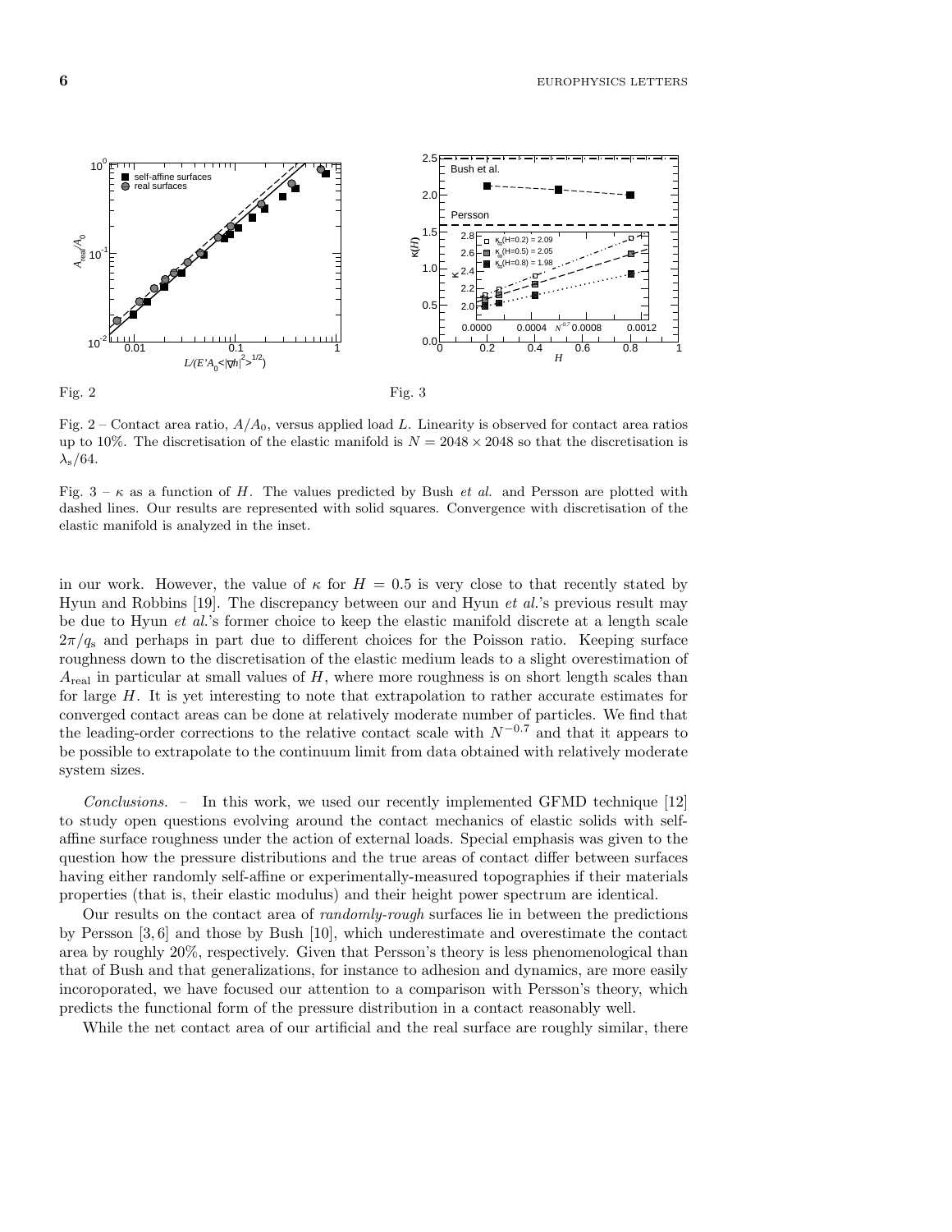Fig. 2

Fig. 3

Fig. 2 – Contact area ratio, $A/A_0$, versus applied load $L$. Linearity is observed for contact area ratios up to 10%. The discretisation of the elastic manifold is $N = 2048 \times 2048$ so that the discretisation is $\lambda_s/64$.

Fig. 3 – $\kappa$ as a function of $H$. The values predicted by Bush *et al.* and Persson are plotted with dashed lines. Our results are represented with solid squares. Convergence with discretisation of the elastic manifold is analyzed in the inset.

in our work. However, the value of $\kappa$ for $H = 0.5$ is very close to that recently stated by Hyun and Robbins [19]. The discrepancy between our and Hyun *et al.*'s previous result may be due to Hyun *et al.*'s former choice to keep the elastic manifold discrete at a length scale $2\pi/q_s$ and perhaps in part due to different choices for the Poisson ratio. Keeping surface roughness down to the discretisation of the elastic medium leads to a slight overestimation of $A_{\text{real}}$ in particular at small values of $H$, where more roughness is on short length scales than for large $H$. It is yet interesting to note that extrapolation to rather accurate estimates for converged contact areas can be done at relatively moderate number of particles. We find that the leading-order corrections to the relative contact scale with $N^{-0.7}$ and that it appears to be possible to extrapolate to the continuum limit from data obtained with relatively moderate system sizes.

*Conclusions.* – In this work, we used our recently implemented GFMD technique [12] to study open questions evolving around the contact mechanics of elastic solids with self-affine surface roughness under the action of external loads. Special emphasis was given to the question how the pressure distributions and the true areas of contact differ between surfaces having either randomly self-affine or experimentally-measured topographies if their materials properties (that is, their elastic modulus) and their height power spectrum are identical.

Our results on the contact area of *randomly-rough* surfaces lie in between the predictions by Persson [3, 6] and those by Bush [10], which underestimate and overestimate the contact area by roughly 20%, respectively. Given that Persson's theory is less phenomenological than that of Bush and that generalizations, for instance to adhesion and dynamics, are more easily incoroporated, we have focused our attention to a comparison with Persson's theory, which predicts the functional form of the pressure distribution in a contact reasonably well.

While the net contact area of our artificial and the real surface are roughly similar, there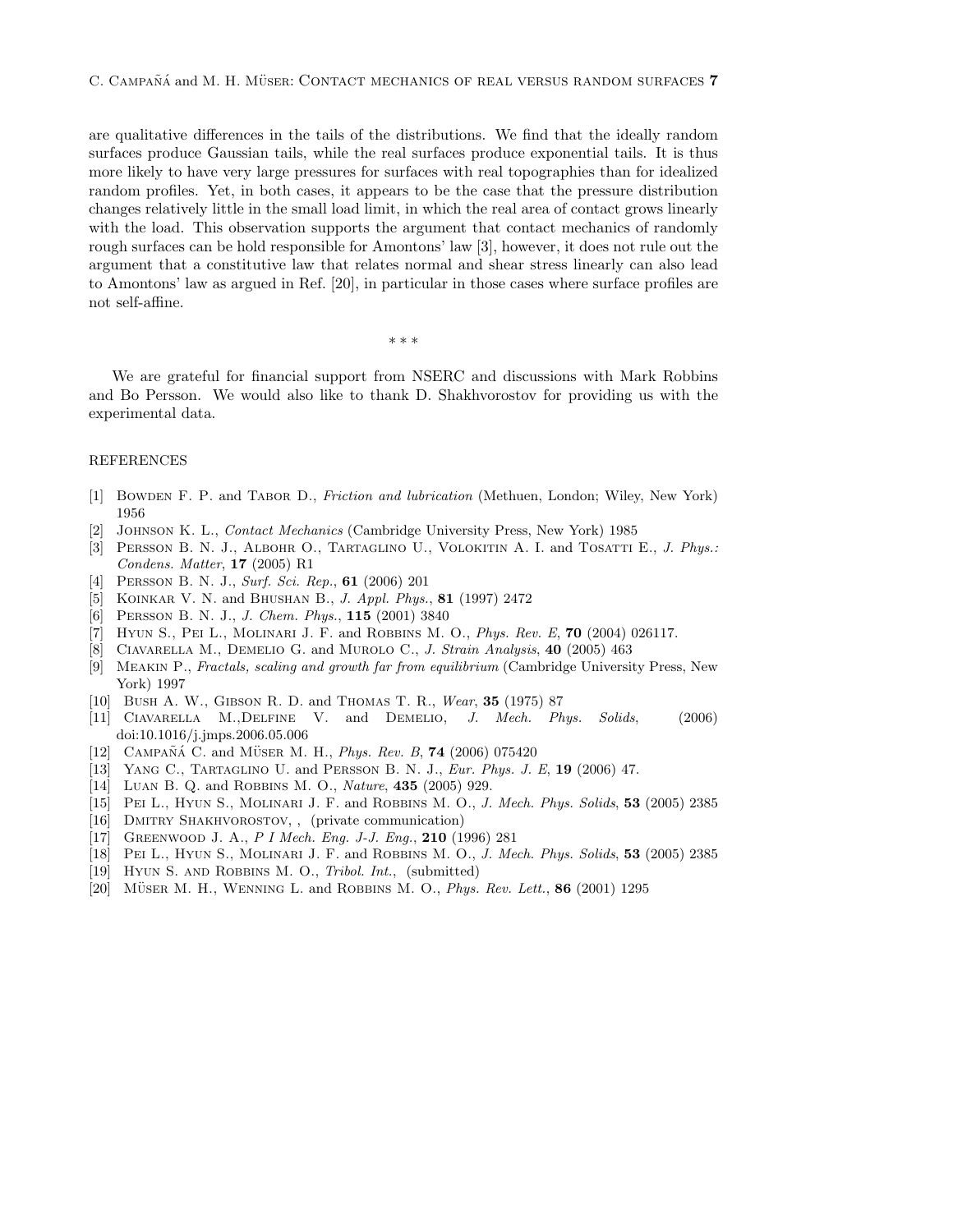are qualitative differences in the tails of the distributions. We find that the ideally random surfaces produce Gaussian tails, while the real surfaces produce exponential tails. It is thus more likely to have very large pressures for surfaces with real topographies than for idealized random profiles. Yet, in both cases, it appears to be the case that the pressure distribution changes relatively little in the small load limit, in which the real area of contact grows linearly with the load. This observation supports the argument that contact mechanics of randomly rough surfaces can be hold responsible for Amontons' law [3], however, it does not rule out the argument that a constitutive law that relates normal and shear stress linearly can also lead to Amontons' law as argued in Ref. [20], in particular in those cases where surface profiles are not self-affine.

\* \* \*

We are grateful for financial support from NSERC and discussions with Mark Robbins and Bo Persson. We would also like to thank D. Shakhvorostov for providing us with the experimental data.

## REFERENCES

[1] Bowden F. P. and Tabor D., *Friction and lubrication* (Methuen, London; Wiley, New York) 1956

[2] Johnson K. L., *Contact Mechanics* (Cambridge University Press, New York) 1985

[3] Persson B. N. J., Albohr O., Tartaglino U., Volokitin A. I. and Tosatti E., *J. Phys.: Condens. Matter*, **17** (2005) R1

[4] Persson B. N. J., *Surf. Sci. Rep.*, **61** (2006) 201

[5] Koinkar V. N. and Bhushan B., *J. Appl. Phys.*, **81** (1997) 2472

[6] Persson B. N. J., *J. Chem. Phys.*, **115** (2001) 3840

[7] Hyun S., Pei L., Molinari J. F. and Robbins M. O., *Phys. Rev. E*, **70** (2004) 026117.

[8] Ciavarella M., Demelio G. and Murolo C., *J. Strain Analysis*, **40** (2005) 463

[9] Meakin P., *Fractals, scaling and growth far from equilibrium* (Cambridge University Press, New York) 1997

[10] Bush A. W., Gibson R. D. and Thomas T. R., *Wear*, **35** (1975) 87

[11] Ciavarella M.,Delfine V. and Demelio, *J. Mech. Phys. Solids*, (2006) doi:10.1016/j.jmps.2006.05.006

[12] Campañá C. and Müser M. H., *Phys. Rev. B*, **74** (2006) 075420

[13] Yang C., Tartaglino U. and Persson B. N. J., *Eur. Phys. J. E*, **19** (2006) 47.

[14] Luan B. Q. and Robbins M. O., *Nature*, **435** (2005) 929.

[15] Pei L., Hyun S., Molinari J. F. and Robbins M. O., *J. Mech. Phys. Solids*, **53** (2005) 2385

[16] Dmitry Shakhvorostov, , (private communication)

[17] Greenwood J. A., *P I Mech. Eng. J-J. Eng.*, **210** (1996) 281

[18] Pei L., Hyun S., Molinari J. F. and Robbins M. O., *J. Mech. Phys. Solids*, **53** (2005) 2385

[19] Hyun S. and Robbins M. O., *Tribol. Int.*, (submitted)

[20] Müser M. H., Wenning L. and Robbins M. O., *Phys. Rev. Lett.*, **86** (2001) 1295